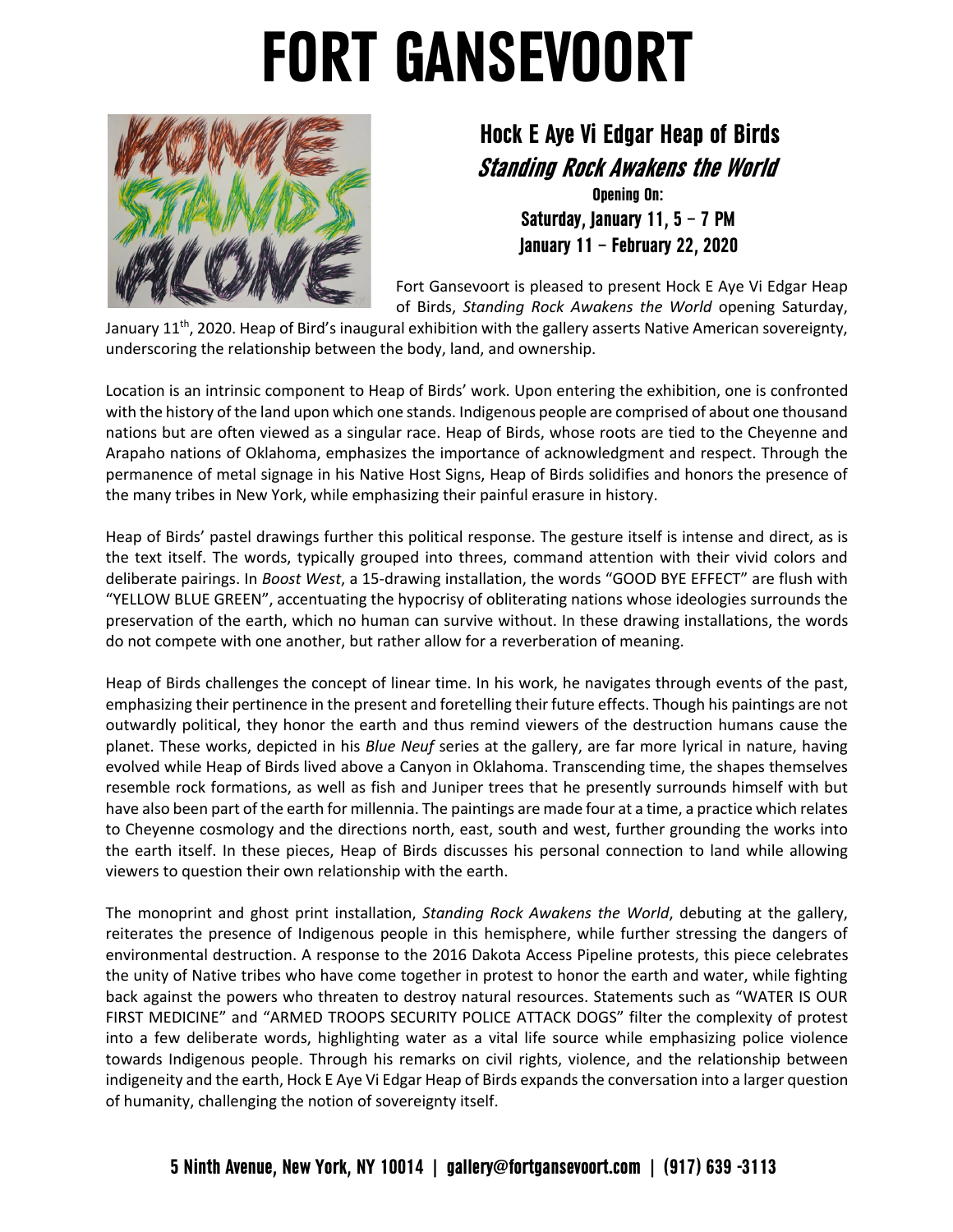# FORT GANSEVOORT

## Hock E Aye Vi Edgar Heap of Birds

### *Standing Rock Awakens the World*

**Opening On:**

**Saturday, January 11, 5 – 7 PM**

**January 11 – February 22, 2020**

Fort Gansevoort is pleased to present Hock E Aye Vi Edgar Heap of Birds, *Standing Rock Awakens the World* opening Saturday, January 11th, 2020. Heap of Bird's inaugural exhibition with the gallery asserts Native American sovereignty, underscoring the relationship between the body, land, and ownership.

Location is an intrinsic component to Heap of Birds' work. Upon entering the exhibition, one is confronted with the history of the land upon which one stands. Indigenous people are comprised of about one thousand nations but are often viewed as a singular race. Heap of Birds, whose roots are tied to the Cheyenne and Arapaho nations of Oklahoma, emphasizes the importance of acknowledgment and respect. Through the permanence of metal signage in his Native Host Signs, Heap of Birds solidifies and honors the presence of the many tribes in New York, while emphasizing their painful erasure in history.

Heap of Birds' pastel drawings further this political response. The gesture itself is intense and direct, as is the text itself. The words, typically grouped into threes, command attention with their vivid colors and deliberate pairings. In *Boost West*, a 15-drawing installation, the words "GOOD BYE EFFECT" are flush with "YELLOW BLUE GREEN", accentuating the hypocrisy of obliterating nations whose ideologies surrounds the preservation of the earth, which no human can survive without. In these drawing installations, the words do not compete with one another, but rather allow for a reverberation of meaning.

Heap of Birds challenges the concept of linear time. In his work, he navigates through events of the past, emphasizing their pertinence in the present and foretelling their future effects. Though his paintings are not outwardly political, they honor the earth and thus remind viewers of the destruction humans cause the planet. These works, depicted in his *Blue Neuf* series at the gallery, are far more lyrical in nature, having evolved while Heap of Birds lived above a Canyon in Oklahoma. Transcending time, the shapes themselves resemble rock formations, as well as fish and Juniper trees that he presently surrounds himself with but have also been part of the earth for millennia. The paintings are made four at a time, a practice which relates to Cheyenne cosmology and the directions north, east, south and west, further grounding the works into the earth itself. In these pieces, Heap of Birds discusses his personal connection to land while allowing viewers to question their own relationship with the earth.

The monoprint and ghost print installation, *Standing Rock Awakens the World*, debuting at the gallery, reiterates the presence of Indigenous people in this hemisphere, while further stressing the dangers of environmental destruction. A response to the 2016 Dakota Access Pipeline protests, this piece celebrates the unity of Native tribes who have come together in protest to honor the earth and water, while fighting back against the powers who threaten to destroy natural resources. Statements such as "WATER IS OUR FIRST MEDICINE" and "ARMED TROOPS SECURITY POLICE ATTACK DOGS" filter the complexity of protest into a few deliberate words, highlighting water as a vital life source while emphasizing police violence towards Indigenous people. Through his remarks on civil rights, violence, and the relationship between indigeneity and the earth, Hock E Aye Vi Edgar Heap of Birds expands the conversation into a larger question of humanity, challenging the notion of sovereignty itself.

**5 Ninth Avenue, New York, NY 10014 | gallery@fortgansevoort.com | (917) 639 -3113**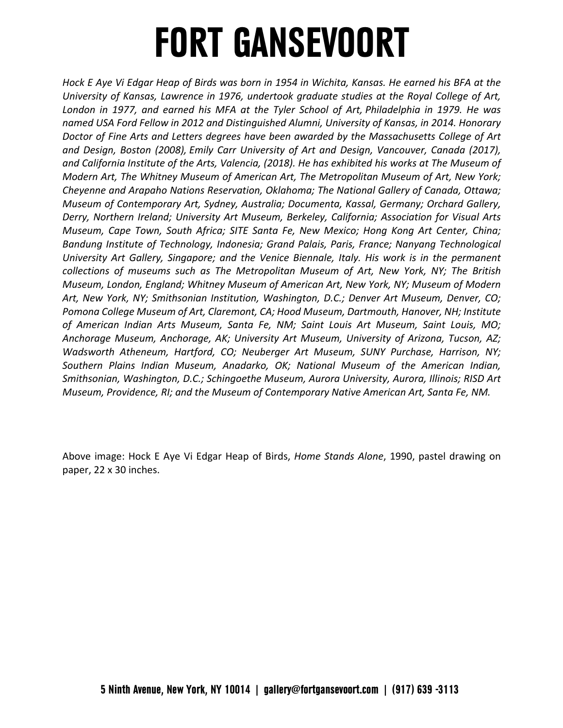# FORT GANSEVOORT

*Hock E Aye Vi Edgar Heap of Birds was born in 1954 in Wichita, Kansas. He earned his BFA at the University of Kansas, Lawrence in 1976, undertook graduate studies at the Royal College of Art, London in 1977, and earned his MFA at the Tyler School of Art, Philadelphia in 1979. He was named USA Ford Fellow in 2012 and Distinguished Alumni, University of Kansas, in 2014. Honorary Doctor of Fine Arts and Letters degrees have been awarded by the Massachusetts College of Art and Design, Boston (2008), Emily Carr University of Art and Design, Vancouver, Canada (2017), and California Institute of the Arts, Valencia, (2018). He has exhibited his works at The Museum of Modern Art, The Whitney Museum of American Art, The Metropolitan Museum of Art, New York; Cheyenne and Arapaho Nations Reservation, Oklahoma; The National Gallery of Canada, Ottawa; Museum of Contemporary Art, Sydney, Australia; Documenta, Kassal, Germany; Orchard Gallery, Derry, Northern Ireland; University Art Museum, Berkeley, California; Association for Visual Arts Museum, Cape Town, South Africa; SITE Santa Fe, New Mexico; Hong Kong Art Center, China; Bandung Institute of Technology, Indonesia; Grand Palais, Paris, France; Nanyang Technological University Art Gallery, Singapore; and the Venice Biennale, Italy. His work is in the permanent collections of museums such as The Metropolitan Museum of Art, New York, NY; The British Museum, London, England; Whitney Museum of American Art, New York, NY; Museum of Modern Art, New York, NY; Smithsonian Institution, Washington, D.C.; Denver Art Museum, Denver, CO; Pomona College Museum of Art, Claremont, CA; Hood Museum, Dartmouth, Hanover, NH; Institute of American Indian Arts Museum, Santa Fe, NM; Saint Louis Art Museum, Saint Louis, MO; Anchorage Museum, Anchorage, AK; University Art Museum, University of Arizona, Tucson, AZ; Wadsworth Atheneum, Hartford, CO; Neuberger Art Museum, SUNY Purchase, Harrison, NY; Southern Plains Indian Museum, Anadarko, OK; National Museum of the American Indian, Smithsonian, Washington, D.C.; Schingoethe Museum, Aurora University, Aurora, Illinois; RISD Art Museum, Providence, RI; and the Museum of Contemporary Native American Art, Santa Fe, NM.*

Above image: Hock E Aye Vi Edgar Heap of Birds, *Home Stands Alone*, 1990, pastel drawing on paper, 22 x 30 inches.

**5 Ninth Avenue, New York, NY 10014 | gallery@fortgansevoort.com | (917) 639 -3113**